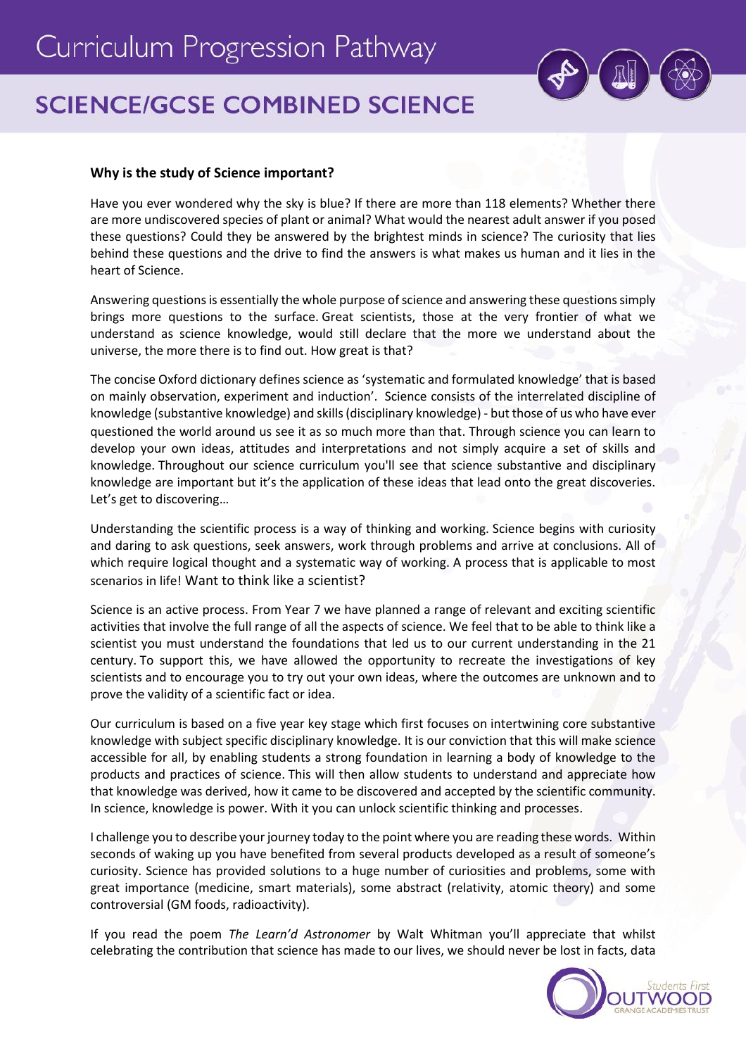# Curriculum Progression Pathway

## SCIENCE/GCSE COMBINED SCIENCE

**Why is the study of Science important?**

Have you ever wondered why the sky is blue? If there are more than 118 elements? Whether there are more undiscovered species of plant or animal? What would the nearest adult answer if you posed these questions? Could they be answered by the brightest minds in science? The curiosity that lies behind these questions and the drive to find the answers is what makes us human and it lies in the heart of Science.

Answering questions is essentially the whole purpose of science and answering these questions simply brings more questions to the surface. Great scientists, those at the very frontier of what we understand as science knowledge, would still declare that the more we understand about the universe, the more there is to find out. How great is that?

The concise Oxford dictionary defines science as 'systematic and formulated knowledge' that is based on mainly observation, experiment and induction'. Science consists of the interrelated discipline of knowledge (substantive knowledge) and skills (disciplinary knowledge) - but those of us who have ever questioned the world around us see it as so much more than that. Through science you can learn to develop your own ideas, attitudes and interpretations and not simply acquire a set of skills and knowledge. Throughout our science curriculum you'll see that science substantive and disciplinary knowledge are important but it's the application of these ideas that lead onto the great discoveries. Let's get to discovering…

Understanding the scientific process is a way of thinking and working. Science begins with curiosity and daring to ask questions, seek answers, work through problems and arrive at conclusions. All of which require logical thought and a systematic way of working. A process that is applicable to most scenarios in life! Want to think like a scientist?

Science is an active process. From Year 7 we have planned a range of relevant and exciting scientific activities that involve the full range of all the aspects of science. We feel that to be able to think like a scientist you must understand the foundations that led us to our current understanding in the 21 century. To support this, we have allowed the opportunity to recreate the investigations of key scientists and to encourage you to try out your own ideas, where the outcomes are unknown and to prove the validity of a scientific fact or idea.

Our curriculum is based on a five year key stage which first focuses on intertwining core substantive knowledge with subject specific disciplinary knowledge. It is our conviction that this will make science accessible for all, by enabling students a strong foundation in learning a body of knowledge to the products and practices of science. This will then allow students to understand and appreciate how that knowledge was derived, how it came to be discovered and accepted by the scientific community. In science, knowledge is power. With it you can unlock scientific thinking and processes.

I challenge you to describe your journey today to the point where you are reading these words. Within seconds of waking up you have benefited from several products developed as a result of someone's curiosity. Science has provided solutions to a huge number of curiosities and problems, some with great importance (medicine, smart materials), some abstract (relativity, atomic theory) and some controversial (GM foods, radioactivity).

If you read the poem *The Learn'd Astronomer* by Walt Whitman you'll appreciate that whilst celebrating the contribution that science has made to our lives, we should never be lost in facts, data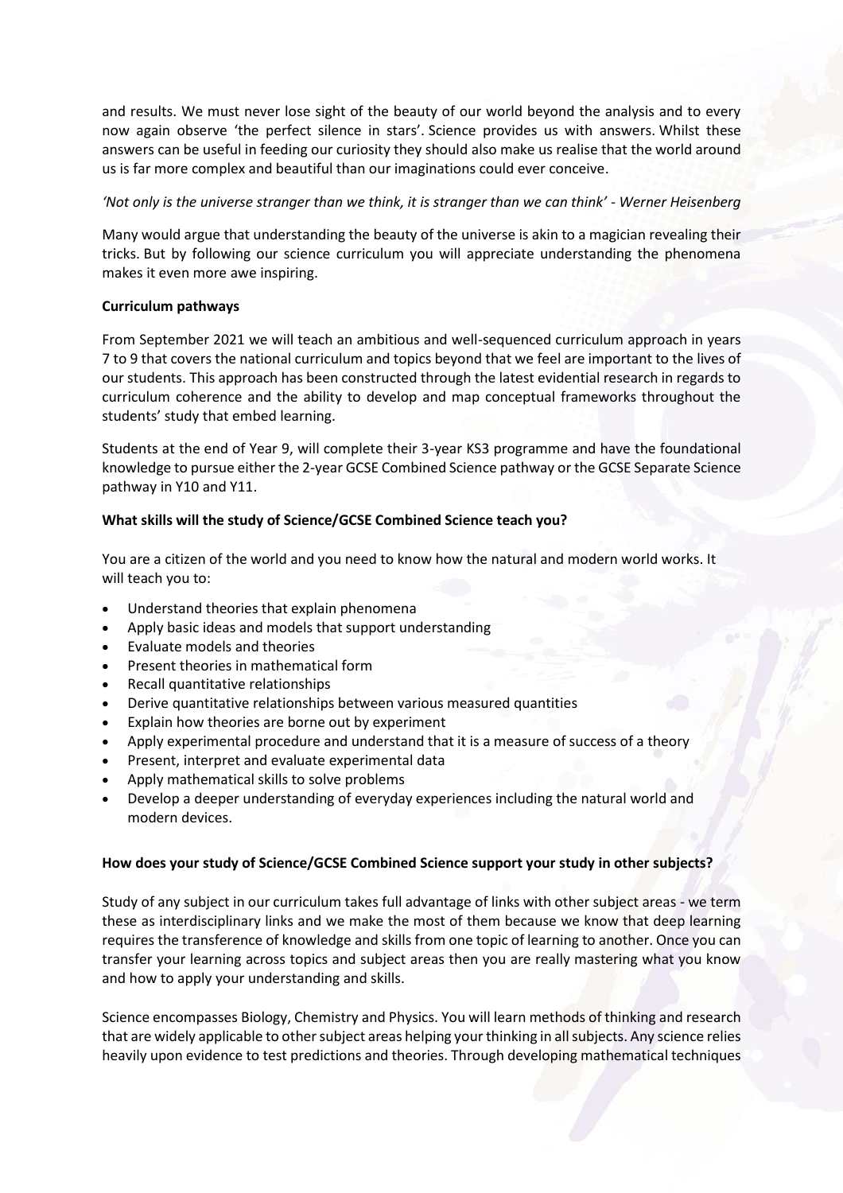and results. We must never lose sight of the beauty of our world beyond the analysis and to every now again observe 'the perfect silence in stars'. Science provides us with answers. Whilst these answers can be useful in feeding our curiosity they should also make us realise that the world around us is far more complex and beautiful than our imaginations could ever conceive.

*'Not only is the universe stranger than we think, it is stranger than we can think' - Werner Heisenberg*

Many would argue that understanding the beauty of the universe is akin to a magician revealing their tricks. But by following our science curriculum you will appreciate understanding the phenomena makes it even more awe inspiring.

**Curriculum pathways**

From September 2021 we will teach an ambitious and well-sequenced curriculum approach in years 7 to 9 that covers the national curriculum and topics beyond that we feel are important to the lives of our students. This approach has been constructed through the latest evidential research in regards to curriculum coherence and the ability to develop and map conceptual frameworks throughout the students' study that embed learning.

Students at the end of Year 9, will complete their 3-year KS3 programme and have the foundational knowledge to pursue either the 2-year GCSE Combined Science pathway or the GCSE Separate Science pathway in Y10 and Y11.

**What skills will the study of Science/GCSE Combined Science teach you?**

You are a citizen of the world and you need to know how the natural and modern world works. It will teach you to:

- Understand theories that explain phenomena
- Apply basic ideas and models that support understanding
- Evaluate models and theories
- Present theories in mathematical form
- Recall quantitative relationships
- Derive quantitative relationships between various measured quantities
- Explain how theories are borne out by experiment
- Apply experimental procedure and understand that it is a measure of success of a theory
- Present, interpret and evaluate experimental data
- Apply mathematical skills to solve problems
- Develop a deeper understanding of everyday experiences including the natural world and modern devices.

**How does your study of Science/GCSE Combined Science support your study in other subjects?**

Study of any subject in our curriculum takes full advantage of links with other subject areas - we term these as interdisciplinary links and we make the most of them because we know that deep learning requires the transference of knowledge and skills from one topic of learning to another. Once you can transfer your learning across topics and subject areas then you are really mastering what you know and how to apply your understanding and skills.

Science encompasses Biology, Chemistry and Physics. You will learn methods of thinking and research that are widely applicable to other subject areas helping your thinking in all subjects. Any science relies heavily upon evidence to test predictions and theories. Through developing mathematical techniques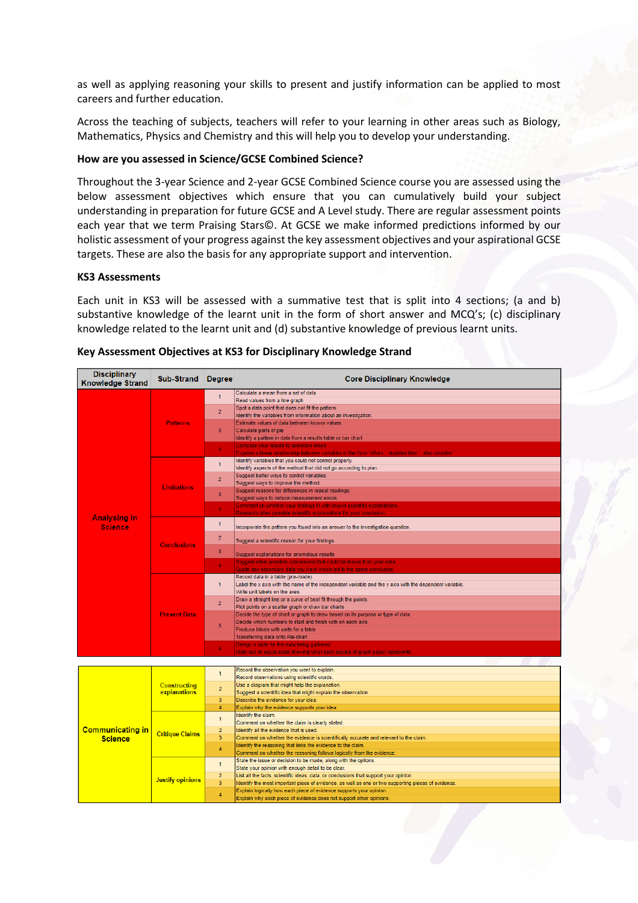as well as applying reasoning your skills to present and justify information can be applied to most careers and further education.

Across the teaching of subjects, teachers will refer to your learning in other areas such as Biology, Mathematics, Physics and Chemistry and this will help you to develop your understanding.

**How are you assessed in Science/GCSE Combined Science?**

Throughout the 3-year Science and 2-year GCSE Combined Science course you are assessed using the below assessment objectives which ensure that you can cumulatively build your subject understanding in preparation for future GCSE and A Level study. There are regular assessment points each year that we term Praising Stars©. At GCSE we make informed predictions informed by our holistic assessment of your progress against the key assessment objectives and your aspirational GCSE targets. These are also the basis for any appropriate support and intervention.

**KS3 Assessments**

Each unit in KS3 will be assessed with a summative test that is split into 4 sections; (a and b) substantive knowledge of the learnt unit in the form of short answer and MCQ's; (c) disciplinary knowledge related to the learnt unit and (d) substantive knowledge of previous learnt units.

**Key Assessment Objectives at KS3 for Disciplinary Knowledge Strand**

| Disciplinary Knowledge Strand | Sub-Strand | Degree | Core Disciplinary Knowledge |
|---|---|---|---|
| Analysing in Science | Patterns | 1 | Calculate a mean from a set of data<br>Read values from a line graph |
| | | 2 | Spot a data point that does not fit the pattern.<br>Identify the variables from information about an investigation. |
| | | 3 | Estimate values of data between known values.<br>Calculate parts of pie<br>Identify a pattern in data from a results table or bar chart. |
| | | 4 | Compare your results to someone else's<br>Express a linear relationship between variables in the form 'If an... doubles then ... also doubles' |
| | Limitations | 1 | Identify variables that you could not control properly.<br>Identify aspects of the method that did not go according to plan. |
| | | 2 | Suggest better ways to control variables.<br>Suggest ways to improve the method. |
| | | 3 | Suggest reasons for differences in repeat readings.<br>Suggest ways to reduce measurement errors. |
| | | 4 | Comment on whether your findings fit with known scientific explanations.<br>Research other possible scientific explanations for your conclusion |
| | Conclusions | 1 | Incorporate the pattern you found into an answer to the investigation question. |
| | | 2 | Suggest a scientific reason for your findings. |
| | | 3 | Suggest explanations for anomalous results |
| | | 4 | Suggest other possible conclusions that could be drawn from your data<br>Quote any secondary data you have which led to the same conclusion. |
| | Present Data | 1 | Record data in a table (pre-made)<br>Label the x axis with the name of the independent variable and the y axis with the dependent variable.<br>Write unit labels on the axes. |
| | | 2 | Draw a straight line or a curve of best fit through the points.<br>Plot points on a scatter graph or draw bar charts |
| | | 3 | Decide the type of chart or graph to draw based on its purpose or type of data.<br>Decide which numbers to start and finish with on each axis.<br>Produce labels with units for a table<br>Transferring data onto Pie-chart |
| | | 4 | Design a table for the data being gathered<br>Mark out an equal scale showing what each square of graph paper represents. |
| Communicating in Science | Constructing explanations | 1 | Record the observation you want to explain.<br>Record observations using scientific words. |
| | | 2 | Use a diagram that might help the explanation.<br>Suggest a scientific idea that might explain the observation. |
| | | 3 | Describe the evidence for your idea. |
| | | 4 | Explain why the evidence supports your idea. |
| | Critique Claims | 1 | Identify the claim.<br>Comment on whether the claim is clearly stated |
| | | 2 | Identify all the evidence that is used. |
| | | 3 | Comment on whether the evidence is scientifically accurate and relevant to the claim. |
| | | 4 | Identify the reasoning that links the evidence to the claim.<br>Comment on whether the reasoning follows logically from the evidence. |
| | Justify opinions | 1 | State the issue or decision to be made, along with the options.<br>State your opinion with enough detail to be clear. |
| | | 2 | List all the facts, scientific ideas, data, or conclusions that support your opinion |
| | | 3 | Identify the most important piece of evidence, as well as one or two supporting pieces of evidence. |
| | | 4 | Explain logically how each piece of evidence supports your opinion.<br>Explain why each piece of evidence does not support other opinions. |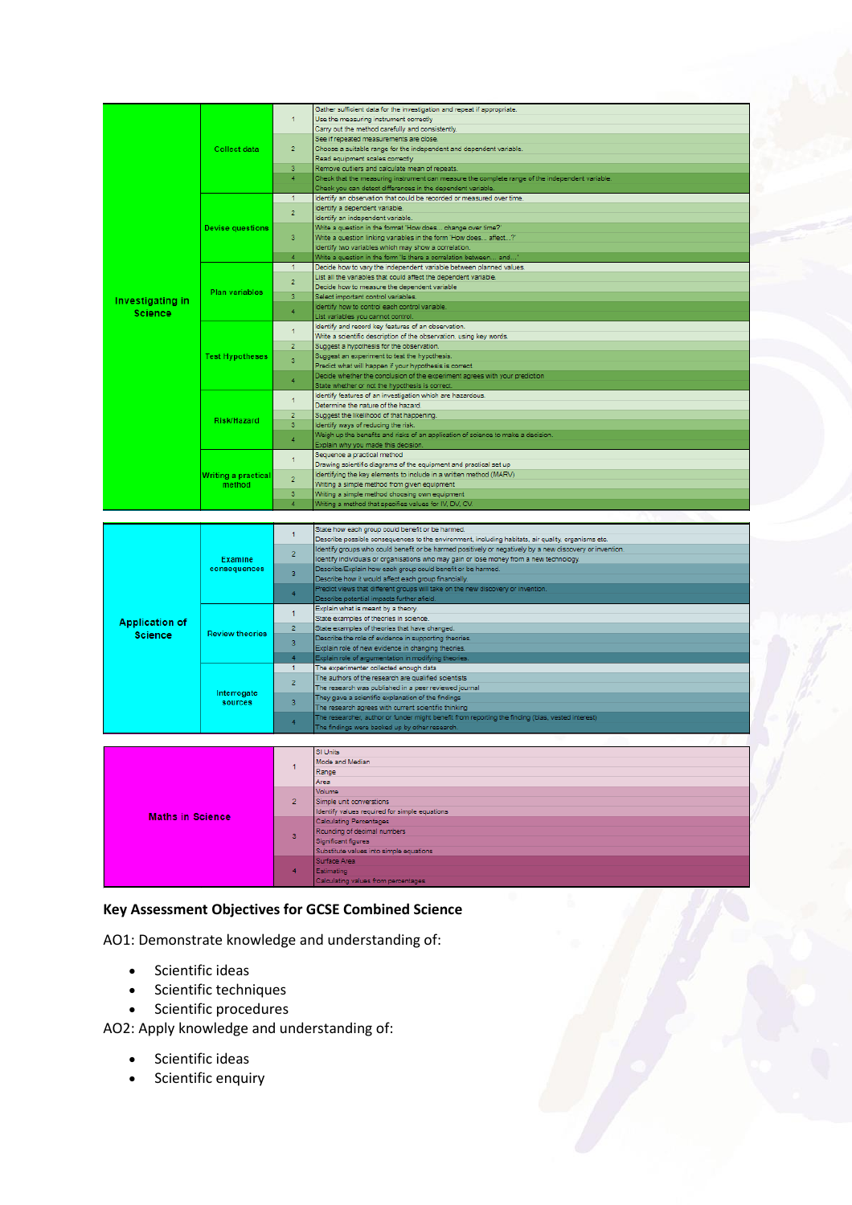| | | | |
|---|---|---|---|
| Investigating in Science | Collect data | 1 | Gather sufficient data for the investigation and repeat if appropriate. |
| | | | Use the measuring instrument correctly |
| | | | Carry out the method carefully and consistently. |
| | | 2 | See if repeated measurements are close. |
| | | | Choose a suitable range for the independent and dependent variable. |
| | | | Read equipment scales correctly |
| | | 3 | Remove outliers and calculate mean of repeats. |
| | | 4 | Check that the measuring instrument can measure the complete range of the independent variable. |
| | | | Check you can detect differences in the dependent variable. |
| | Devise questions | 1 | Identify an observation that could be recorded or measured over time. |
| | | 2 | Identify a dependent variable. |
| | | | Identify an independent variable. |
| | | 3 | Write a question in the format 'How does… change over time?' |
| | | | Write a question linking variables in the form 'How does… affect…?' |
| | | | Identify two variables which may show a correlation. |
| | | 4 | Write a question in the form 'Is there a correlation between… and…' |
| | Plan variables | 1 | Decide how to vary the independent variable between planned values. |
| | | 2 | List all the variables that could affect the dependent variable. |
| | | | Decide how to measure the dependent variable |
| | | 3 | Select important control variables. |
| | | 4 | Identify how to control each control variable. |
| | | | List variables you cannot control. |
| | Test Hypotheses | 1 | Identify and record key features of an observation. |
| | | | Write a scientific description of the observation, using key words. |
| | | 2 | Suggest a hypothesis for the observation. |
| | | 3 | Suggest an experiment to test the hypothesis. |
| | | | Predict what will happen if your hypothesis is correct. |
| | | 4 | Decide whether the conclusion of the experiment agrees with your prediction |
| | | | State whether or not the hypothesis is correct. |
| | Risk/Hazard | 1 | Identify features of an investigation which are hazardous. |
| | | | Determine the nature of the hazard |
| | | 2 | Suggest the likelihood of that happening. |
| | | 3 | Identify ways of reducing the risk. |
| | | 4 | Weigh up the benefits and risks of an application of science to make a decision. |
| | | | Explain why you made this decision. |
| | Writing a practical method | 1 | Sequence a practical method |
| | | | Drawing scientific diagrams of the equipment and practical set up |
| | | 2 | Identifying the key elements to include in a written method (MARV) |
| | | | Writing a simple method from given equipment |
| | | 3 | Writing a simple method choosing own equipment |
| | | 4 | Writing a method that specifies values for IV, DV, CV |

| | | | |
|---|---|---|---|
| Application of Science | Examine consequences | 1 | State how each group could benefit or be harmed. |
| | | | Describe possible consequences to the environment, including habitats, air quality, organisms etc. |
| | | 2 | Identify groups who could benefit or be harmed positively or negatively by a new discovery or invention. |
| | | | Identify individuals or organisations who may gain or lose money from a new technology. |
| | | 3 | Describe/Explain how each group could benefit or be harmed. |
| | | | Describe how it would affect each group financially. |
| | | 4 | Predict views that different groups will take on the new discovery or invention. |
| | | | Describe potential impacts further afield. |
| | Review theories | 1 | Explain what is meant by a theory. |
| | | | State examples of theories in science. |
| | | 2 | State examples of theories that have changed. |
| | | 3 | Describe the role of evidence in supporting theories. |
| | | | Explain role of new evidence in changing theories. |
| | | 4 | Explain role of argumentation in modifying theories. |
| | Interrogate sources | 1 | The experimenter collected enough data |
| | | 2 | The authors of the research are qualified scientists |
| | | | The research was published in a peer reviewed journal |
| | | 3 | They gave a scientific explanation of the findings |
| | | | The research agrees with current scientific thinking |
| | | 4 | The researcher, author or funder might benefit from reporting the finding (bias, vested interest) |
| | | | The findings were backed up by other research. |

| | | |
|---|---|---|
| Maths in Science | 1 | SI Units |
| | | Mode and Median |
| | | Range |
| | | Area |
| | 2 | Volume |
| | | Simple unit conversions |
| | | Identify values required for simple equations |
| | 3 | Calculating Percentages |
| | | Rounding of decimal numbers |
| | | Significant figures |
| | | Substitute values into simple equations |
| | 4 | Surface Area |
| | | Estimating |
| | | Calculating values from percentages |

## Key Assessment Objectives for GCSE Combined Science

AO1: Demonstrate knowledge and understanding of:

- Scientific ideas
- Scientific techniques
- Scientific procedures

AO2: Apply knowledge and understanding of:

- Scientific ideas
- Scientific enquiry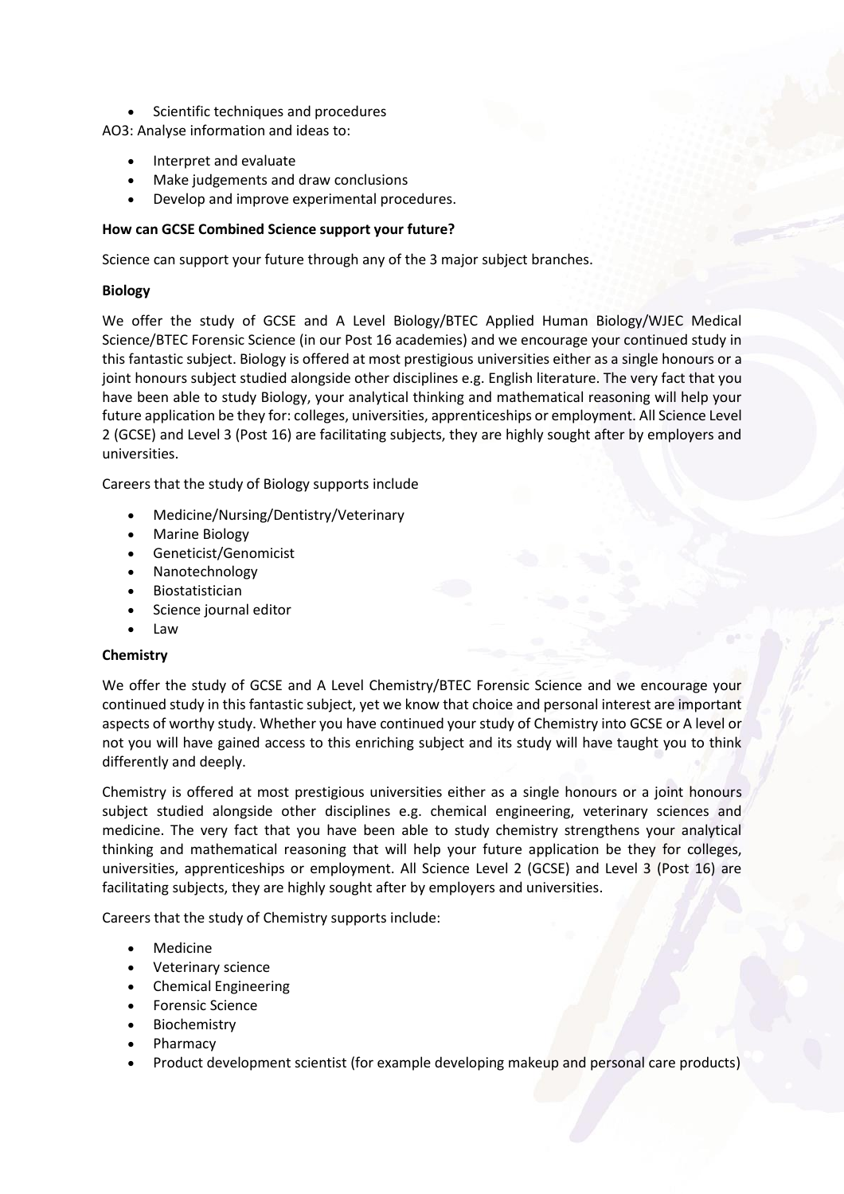- Scientific techniques and procedures

AO3: Analyse information and ideas to:

- Interpret and evaluate
- Make judgements and draw conclusions
- Develop and improve experimental procedures.

**How can GCSE Combined Science support your future?**

Science can support your future through any of the 3 major subject branches.

**Biology**

We offer the study of GCSE and A Level Biology/BTEC Applied Human Biology/WJEC Medical Science/BTEC Forensic Science (in our Post 16 academies) and we encourage your continued study in this fantastic subject. Biology is offered at most prestigious universities either as a single honours or a joint honours subject studied alongside other disciplines e.g. English literature. The very fact that you have been able to study Biology, your analytical thinking and mathematical reasoning will help your future application be they for: colleges, universities, apprenticeships or employment. All Science Level 2 (GCSE) and Level 3 (Post 16) are facilitating subjects, they are highly sought after by employers and universities.

Careers that the study of Biology supports include

- Medicine/Nursing/Dentistry/Veterinary
- Marine Biology
- Geneticist/Genomicist
- Nanotechnology
- Biostatistician
- Science journal editor
- Law

**Chemistry**

We offer the study of GCSE and A Level Chemistry/BTEC Forensic Science and we encourage your continued study in this fantastic subject, yet we know that choice and personal interest are important aspects of worthy study. Whether you have continued your study of Chemistry into GCSE or A level or not you will have gained access to this enriching subject and its study will have taught you to think differently and deeply.

Chemistry is offered at most prestigious universities either as a single honours or a joint honours subject studied alongside other disciplines e.g. chemical engineering, veterinary sciences and medicine. The very fact that you have been able to study chemistry strengthens your analytical thinking and mathematical reasoning that will help your future application be they for colleges, universities, apprenticeships or employment. All Science Level 2 (GCSE) and Level 3 (Post 16) are facilitating subjects, they are highly sought after by employers and universities.

Careers that the study of Chemistry supports include:

- Medicine
- Veterinary science
- Chemical Engineering
- Forensic Science
- Biochemistry
- Pharmacy
- Product development scientist (for example developing makeup and personal care products)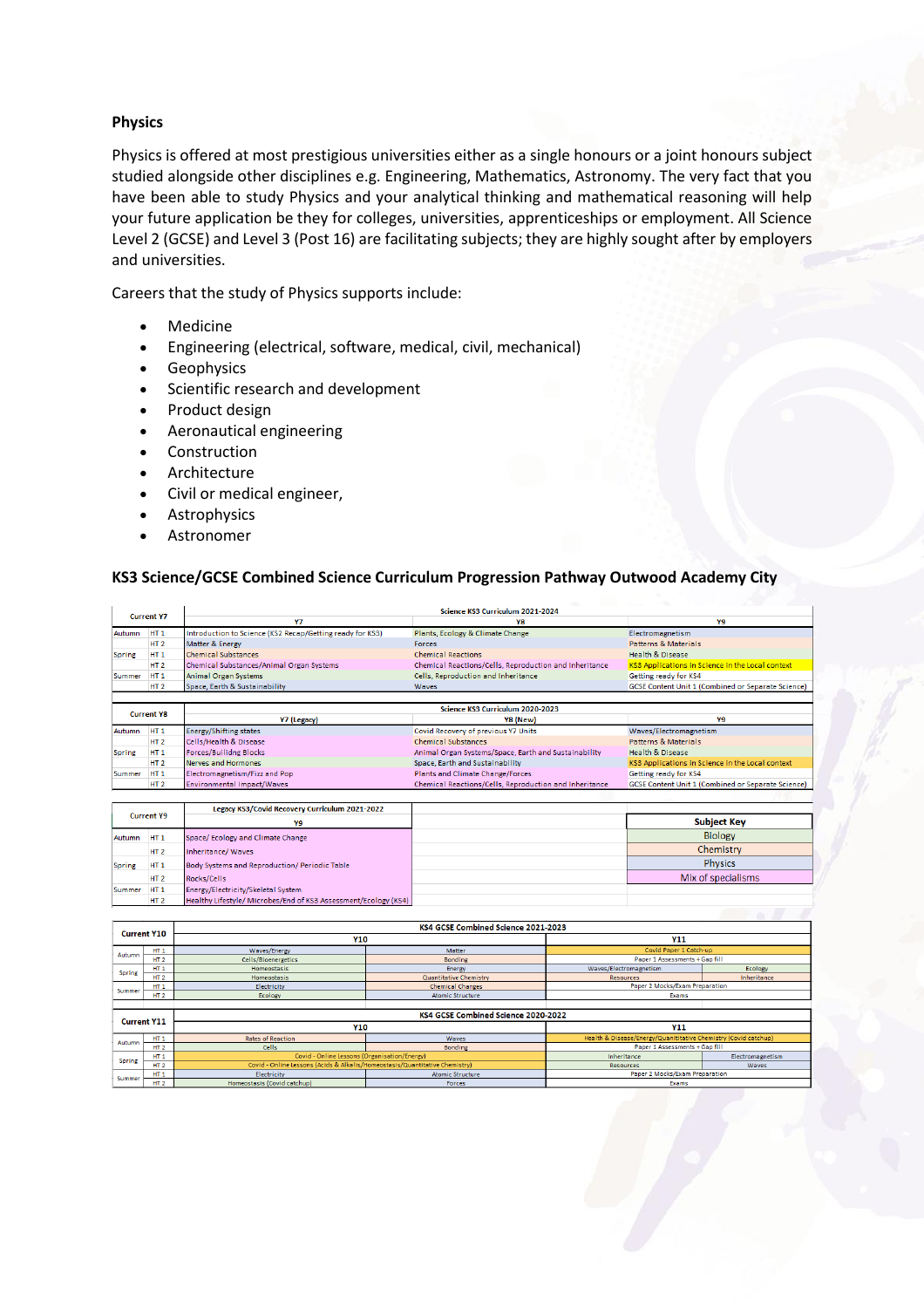## Physics

Physics is offered at most prestigious universities either as a single honours or a joint honours subject studied alongside other disciplines e.g. Engineering, Mathematics, Astronomy. The very fact that you have been able to study Physics and your analytical thinking and mathematical reasoning will help your future application be they for colleges, universities, apprenticeships or employment. All Science Level 2 (GCSE) and Level 3 (Post 16) are facilitating subjects; they are highly sought after by employers and universities.

Careers that the study of Physics supports include:

- Medicine
- Engineering (electrical, software, medical, civil, mechanical)
- Geophysics
- Scientific research and development
- Product design
- Aeronautical engineering
- Construction
- Architecture
- Civil or medical engineer,
- Astrophysics
- Astronomer

### KS3 Science/GCSE Combined Science Curriculum Progression Pathway Outwood Academy City

| Current Y7 | | Science KS3 Curriculum 2021-2024 | | |
|---|---|---|---|---|
| | | Y7 | Y8 | Y9 |
| Autumn | HT 1 | Introduction to Science (KS2 Recap/Getting ready for KS3) | Plants, Ecology & Climate Change | Electromagnetism |
| | HT 2 | Matter & Energy | Forces | Patterns & Materials |
| Spring | HT 1 | Chemical Substances | Chemical Reactions | Health & Disease |
| | HT 2 | Chemical Substances/Animal Organ Systems | Chemical Reactions/Cells, Reproduction and Inheritance | KS3 Applications in Science in the Local context |
| Summer | HT 1 | Animal Organ Systems | Cells, Reproduction and Inheritance | Getting ready for KS4 |
| | HT 2 | Space, Earth & Sustainability | Waves | GCSE Content Unit 1 (Combined or Separate Science) |

| Current Y8 | | Science KS3 Curriculum 2020-2023 | | |
|---|---|---|---|---|
| | | Y7 (Legacy) | Y8 (New) | Y9 |
| Autumn | HT 1 | Energy/Shifting states | Covid Recovery of previous Y7 Units | Waves/Electromagnetism |
| | HT 2 | Cells/Health & Disease | Chemical Substances | Patterns & Materials |
| Spring | HT 1 | Forces/Building Blocks | Animal Organ Systems/Space, Earth and Sustainability | Health & Disease |
| | HT 2 | Nerves and Hormones | Space, Earth and Sustainability | KS3 Applications in Science in the Local context |
| Summer | HT 1 | Electromagnetism/Fizz and Pop | Plants and Climate Change/Forces | Getting ready for KS4 |
| | HT 2 | Environmental Impact/Waves | Chemical Reactions/Cells, Reproduction and Inheritance | GCSE Content Unit 1 (Combined or Separate Science) |

| Current Y9 | | Legacy KS3/Covid Recovery Curriculum 2021-2022 |
|---|---|---|
| | | Y9 |
| Autumn | HT 1 | Space/ Ecology and Climate Change |
| | HT 2 | Inheritance/ Waves |
| Spring | HT 1 | Body Systems and Reproduction/ Periodic Table |
| | HT 2 | Rocks/Cells |
| Summer | HT 1 | Energy/Electricity/Skeletal System |
| | HT 2 | Healthy Lifestyle/ Microbes/End of KS3 Assessment/Ecology (KS4) |

| Subject Key |
|---|
| Biology |
| Chemistry |
| Physics |
| Mix of specialisms |

| Current Y10 | | KS4 GCSE Combined Science 2021-2023 | | | |
|---|---|---|---|---|---|
| | | Y10 | | Y11 | |
| Autumn | HT 1 | Waves/Energy | Matter | Covid Paper 1 Catch-up | |
| | HT 2 | Cells/Bioenergetics | Bonding | Paper 1 Assessments + Gap fill | |
| Spring | HT 1 | Homeostasis | Energy | Waves/Electromagnetism | Ecology |
| | HT 2 | Homeostasis | Quantitative Chemistry | Resources | Inheritance |
| Summer | HT 1 | Electricity | Chemical Changes | Paper 2 Mocks/Exam Preparation | |
| | HT 2 | Ecology | Atomic Structure | Exams | |

| Current Y11 | | KS4 GCSE Combined Science 2020-2022 | | | |
|---|---|---|---|---|---|
| | | Y10 | | Y11 | |
| Autumn | HT 1 | Rates of Reaction | Waves | Health & Disease/Energy/Quantitative Chemistry (Covid catchup) | |
| | HT 2 | Cells | Bonding | Paper 1 Assessments + Gap fill | |
| Spring | HT 1 | Covid - Online Lessons (Organisation/Energy) | | Inheritance | Electromagnetism |
| | HT 2 | Covid - Online Lessons (Acids & Alkalis/Homeostasis/Quantitative Chemistry) | | Resources | Waves |
| Summer | HT 1 | Electricity | Atomic Structure | Paper 2 Mocks/Exam Preparation | |
| | HT 2 | Homeostasis (Covid catchup) | Forces | Exams | |